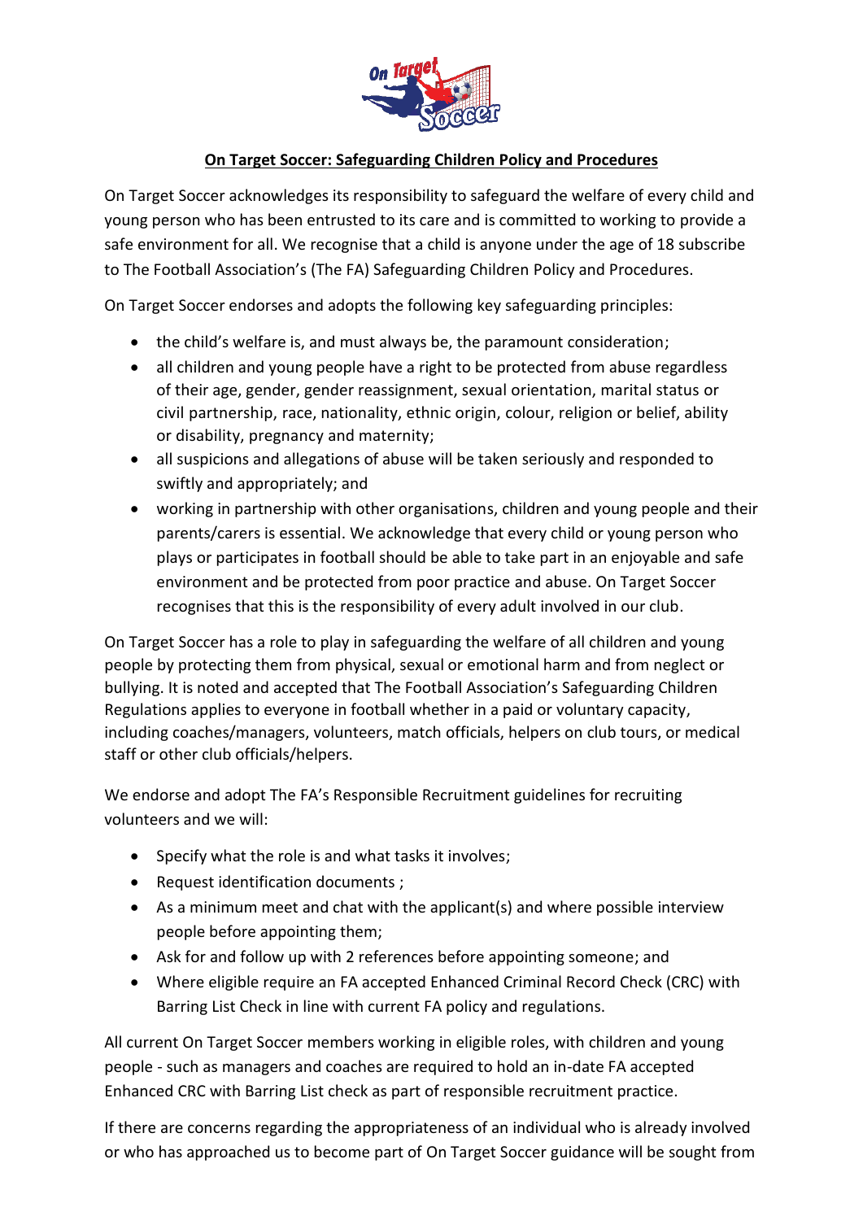# On Target Soccer: Safeguarding Children Policy and Procedures

On Target Soccer acknowledges its responsibility to safeguard the welfare of every child and young person who has been entrusted to its care and is committed to working to provide a safe environment for all. We recognise that a child is anyone under the age of 18 subscribe to The Football Association's (The FA) Safeguarding Children Policy and Procedures.

On Target Soccer endorses and adopts the following key safeguarding principles:

- the child's welfare is, and must always be, the paramount consideration;
- all children and young people have a right to be protected from abuse regardless of their age, gender, gender reassignment, sexual orientation, marital status or civil partnership, race, nationality, ethnic origin, colour, religion or belief, ability or disability, pregnancy and maternity;
- all suspicions and allegations of abuse will be taken seriously and responded to swiftly and appropriately; and
- working in partnership with other organisations, children and young people and their parents/carers is essential. We acknowledge that every child or young person who plays or participates in football should be able to take part in an enjoyable and safe environment and be protected from poor practice and abuse. On Target Soccer recognises that this is the responsibility of every adult involved in our club.

On Target Soccer has a role to play in safeguarding the welfare of all children and young people by protecting them from physical, sexual or emotional harm and from neglect or bullying. It is noted and accepted that The Football Association's Safeguarding Children Regulations applies to everyone in football whether in a paid or voluntary capacity, including coaches/managers, volunteers, match officials, helpers on club tours, or medical staff or other club officials/helpers.

We endorse and adopt The FA's Responsible Recruitment guidelines for recruiting volunteers and we will:

- Specify what the role is and what tasks it involves;
- Request identification documents ;
- As a minimum meet and chat with the applicant(s) and where possible interview people before appointing them;
- Ask for and follow up with 2 references before appointing someone; and
- Where eligible require an FA accepted Enhanced Criminal Record Check (CRC) with Barring List Check in line with current FA policy and regulations.

All current On Target Soccer members working in eligible roles, with children and young people - such as managers and coaches are required to hold an in-date FA accepted Enhanced CRC with Barring List check as part of responsible recruitment practice.

If there are concerns regarding the appropriateness of an individual who is already involved or who has approached us to become part of On Target Soccer guidance will be sought from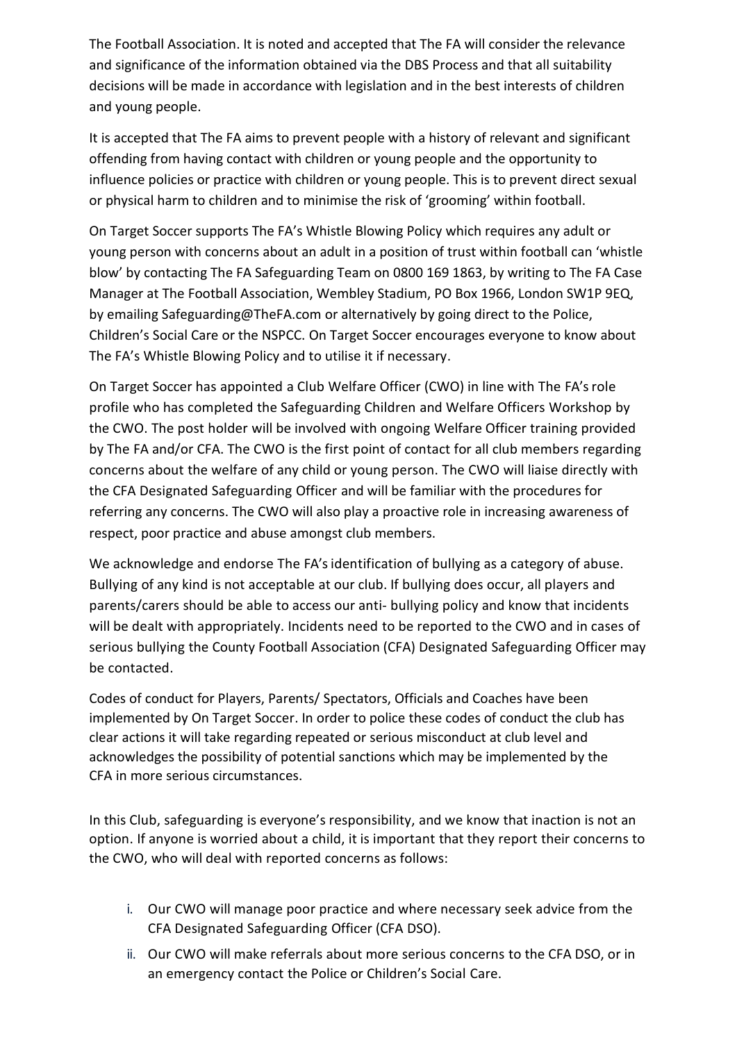The Football Association. It is noted and accepted that The FA will consider the relevance and significance of the information obtained via the DBS Process and that all suitability decisions will be made in accordance with legislation and in the best interests of children and young people.

It is accepted that The FA aims to prevent people with a history of relevant and significant offending from having contact with children or young people and the opportunity to influence policies or practice with children or young people. This is to prevent direct sexual or physical harm to children and to minimise the risk of 'grooming' within football.

On Target Soccer supports The FA's Whistle Blowing Policy which requires any adult or young person with concerns about an adult in a position of trust within football can 'whistle blow' by contacting The FA Safeguarding Team on 0800 169 1863, by writing to The FA Case Manager at The Football Association, Wembley Stadium, PO Box 1966, London SW1P 9EQ, by emailing Safeguarding@TheFA.com or alternatively by going direct to the Police, Children's Social Care or the NSPCC. On Target Soccer encourages everyone to know about The FA's Whistle Blowing Policy and to utilise it if necessary.

On Target Soccer has appointed a Club Welfare Officer (CWO) in line with The FA's role profile who has completed the Safeguarding Children and Welfare Officers Workshop by the CWO. The post holder will be involved with ongoing Welfare Officer training provided by The FA and/or CFA. The CWO is the first point of contact for all club members regarding concerns about the welfare of any child or young person. The CWO will liaise directly with the CFA Designated Safeguarding Officer and will be familiar with the procedures for referring any concerns. The CWO will also play a proactive role in increasing awareness of respect, poor practice and abuse amongst club members.

We acknowledge and endorse The FA's identification of bullying as a category of abuse. Bullying of any kind is not acceptable at our club. If bullying does occur, all players and parents/carers should be able to access our anti- bullying policy and know that incidents will be dealt with appropriately. Incidents need to be reported to the CWO and in cases of serious bullying the County Football Association (CFA) Designated Safeguarding Officer may be contacted.

Codes of conduct for Players, Parents/ Spectators, Officials and Coaches have been implemented by On Target Soccer. In order to police these codes of conduct the club has clear actions it will take regarding repeated or serious misconduct at club level and acknowledges the possibility of potential sanctions which may be implemented by the CFA in more serious circumstances.

In this Club, safeguarding is everyone's responsibility, and we know that inaction is not an option. If anyone is worried about a child, it is important that they report their concerns to the CWO, who will deal with reported concerns as follows:

i. Our CWO will manage poor practice and where necessary seek advice from the CFA Designated Safeguarding Officer (CFA DSO).
ii. Our CWO will make referrals about more serious concerns to the CFA DSO, or in an emergency contact the Police or Children's Social Care.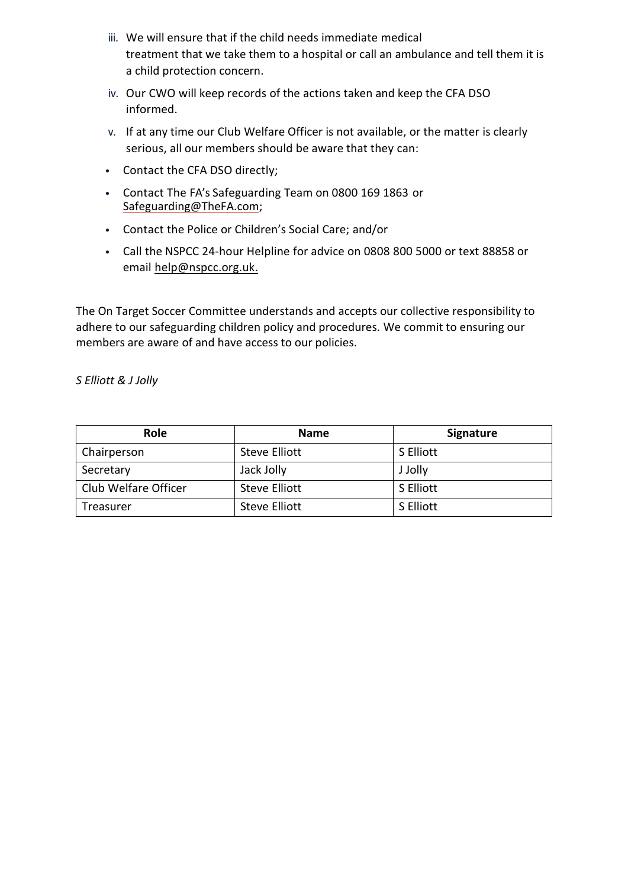iii. We will ensure that if the child needs immediate medical treatment that we take them to a hospital or call an ambulance and tell them it is a child protection concern.

iv. Our CWO will keep records of the actions taken and keep the CFA DSO informed.

v. If at any time our Club Welfare Officer is not available, or the matter is clearly serious, all our members should be aware that they can:

- Contact the CFA DSO directly;
- Contact The FA's Safeguarding Team on 0800 169 1863 or Safeguarding@TheFA.com;
- Contact the Police or Children's Social Care; and/or
- Call the NSPCC 24-hour Helpline for advice on 0808 800 5000 or text 88858 or email help@nspcc.org.uk.

The On Target Soccer Committee understands and accepts our collective responsibility to adhere to our safeguarding children policy and procedures. We commit to ensuring our members are aware of and have access to our policies.

*S Elliott & J Jolly*

| Role | Name | Signature |
|---|---|---|
| Chairperson | Steve Elliott | S Elliott |
| Secretary | Jack Jolly | J Jolly |
| Club Welfare Officer | Steve Elliott | S Elliott |
| Treasurer | Steve Elliott | S Elliott |